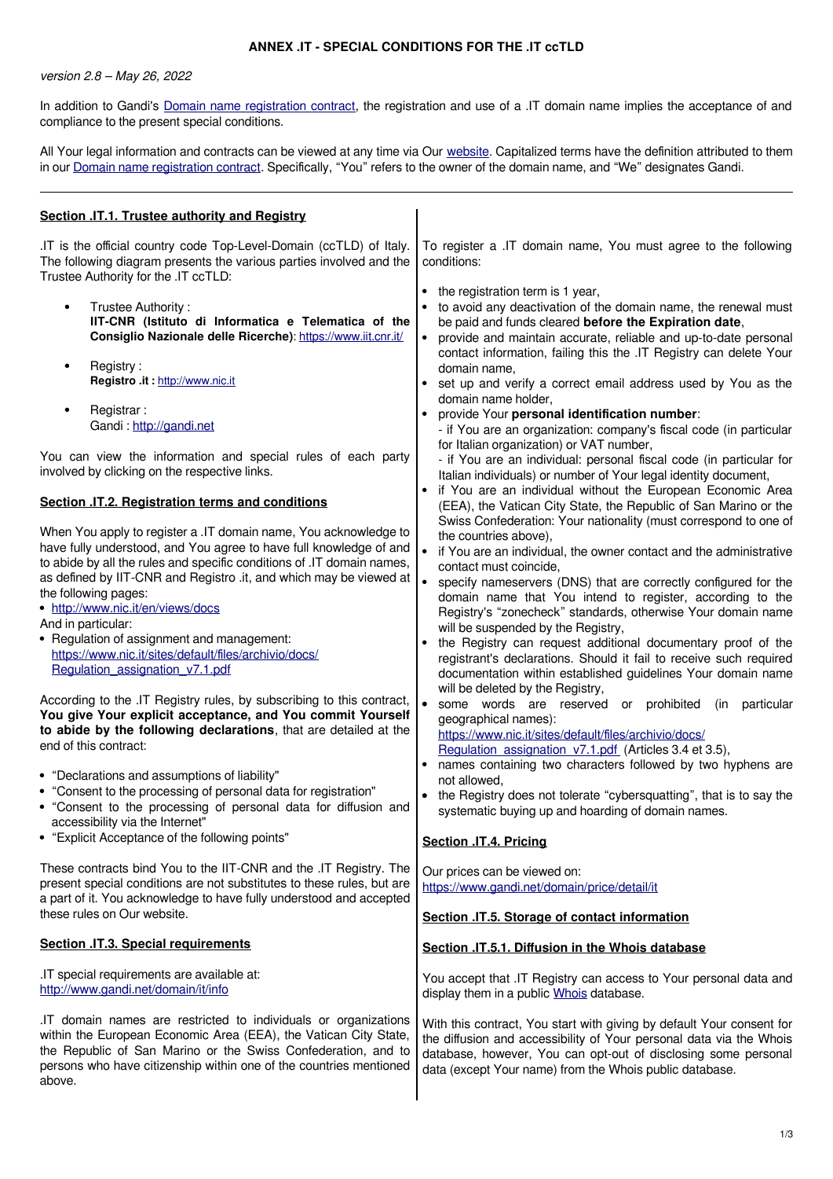# ANNEX .IT - SPECIAL CONDITIONS FOR THE .IT ccTLD

*version 2.8 – May 26, 2022*

In addition to Gandi's [Domain name registration contract](), the registration and use of a .IT domain name implies the acceptance of and compliance to the present special conditions.

All Your legal information and contracts can be viewed at any time via Our [website](). Capitalized terms have the definition attributed to them in our [Domain name registration contract](). Specifically, "You" refers to the owner of the domain name, and "We" designates Gandi.

---

## Section .IT.1. Trustee authority and Registry

.IT is the official country code Top-Level-Domain (ccTLD) of Italy. The following diagram presents the various parties involved and the Trustee Authority for the .IT ccTLD:

- Trustee Authority :
  **IIT-CNR (Istituto di Informatica e Telematica of the Consiglio Nazionale delle Ricerche)**: https://www.iit.cnr.it/
- Registry :
  **Registro .it :** http://www.nic.it
- Registrar :
  Gandi : http://gandi.net

You can view the information and special rules of each party involved by clicking on the respective links.

## Section .IT.2. Registration terms and conditions

When You apply to register a .IT domain name, You acknowledge to have fully understood, and You agree to have full knowledge of and to abide by all the rules and specific conditions of .IT domain names, as defined by IIT-CNR and Registro .it, and which may be viewed at the following pages:

- http://www.nic.it/en/views/docs

And in particular:

- Regulation of assignment and management:
  https://www.nic.it/sites/default/files/archivio/docs/Regulation_assignation_v7.1.pdf

According to the .IT Registry rules, by subscribing to this contract, **You give Your explicit acceptance, and You commit Yourself to abide by the following declarations**, that are detailed at the end of this contract:

- "Declarations and assumptions of liability"
- "Consent to the processing of personal data for registration"
- "Consent to the processing of personal data for diffusion and accessibility via the Internet"
- "Explicit Acceptance of the following points"

These contracts bind You to the IIT-CNR and the .IT Registry. The present special conditions are not substitutes to these rules, but are a part of it. You acknowledge to have fully understood and accepted these rules on Our website.

## Section .IT.3. Special requirements

.IT special requirements are available at:
http://www.gandi.net/domain/it/info

.IT domain names are restricted to individuals or organizations within the European Economic Area (EEA), the Vatican City State, the Republic of San Marino or the Swiss Confederation, and to persons who have citizenship within one of the countries mentioned above.

To register a .IT domain name, You must agree to the following conditions:

- the registration term is 1 year,
- to avoid any deactivation of the domain name, the renewal must be paid and funds cleared **before the Expiration date**,
- provide and maintain accurate, reliable and up-to-date personal contact information, failing this the .IT Registry can delete Your domain name,
- set up and verify a correct email address used by You as the domain name holder,
- provide Your **personal identification number**:
  - if You are an organization: company's fiscal code (in particular for Italian organization) or VAT number,
  - if You are an individual: personal fiscal code (in particular for Italian individuals) or number of Your legal identity document,
- if You are an individual without the European Economic Area (EEA), the Vatican City State, the Republic of San Marino or the Swiss Confederation: Your nationality (must correspond to one of the countries above),
- if You are an individual, the owner contact and the administrative contact must coincide,
- specify nameservers (DNS) that are correctly configured for the domain name that You intend to register, according to the Registry's "zonecheck" standards, otherwise Your domain name will be suspended by the Registry,
- the Registry can request additional documentary proof of the registrant's declarations. Should it fail to receive such required documentation within established guidelines Your domain name will be deleted by the Registry,
- some words are reserved or prohibited (in particular geographical names):
  https://www.nic.it/sites/default/files/archivio/docs/Regulation_assignation_v7.1.pdf (Articles 3.4 et 3.5),
- names containing two characters followed by two hyphens are not allowed,
- the Registry does not tolerate "cybersquatting", that is to say the systematic buying up and hoarding of domain names.

## Section .IT.4. Pricing

Our prices can be viewed on:
https://www.gandi.net/domain/price/detail/it

## Section .IT.5. Storage of contact information

### Section .IT.5.1. Diffusion in the Whois database

You accept that .IT Registry can access to Your personal data and display them in a public [Whois]() database.

With this contract, You start with giving by default Your consent for the diffusion and accessibility of Your personal data via the Whois database, however, You can opt-out of disclosing some personal data (except Your name) from the Whois public database.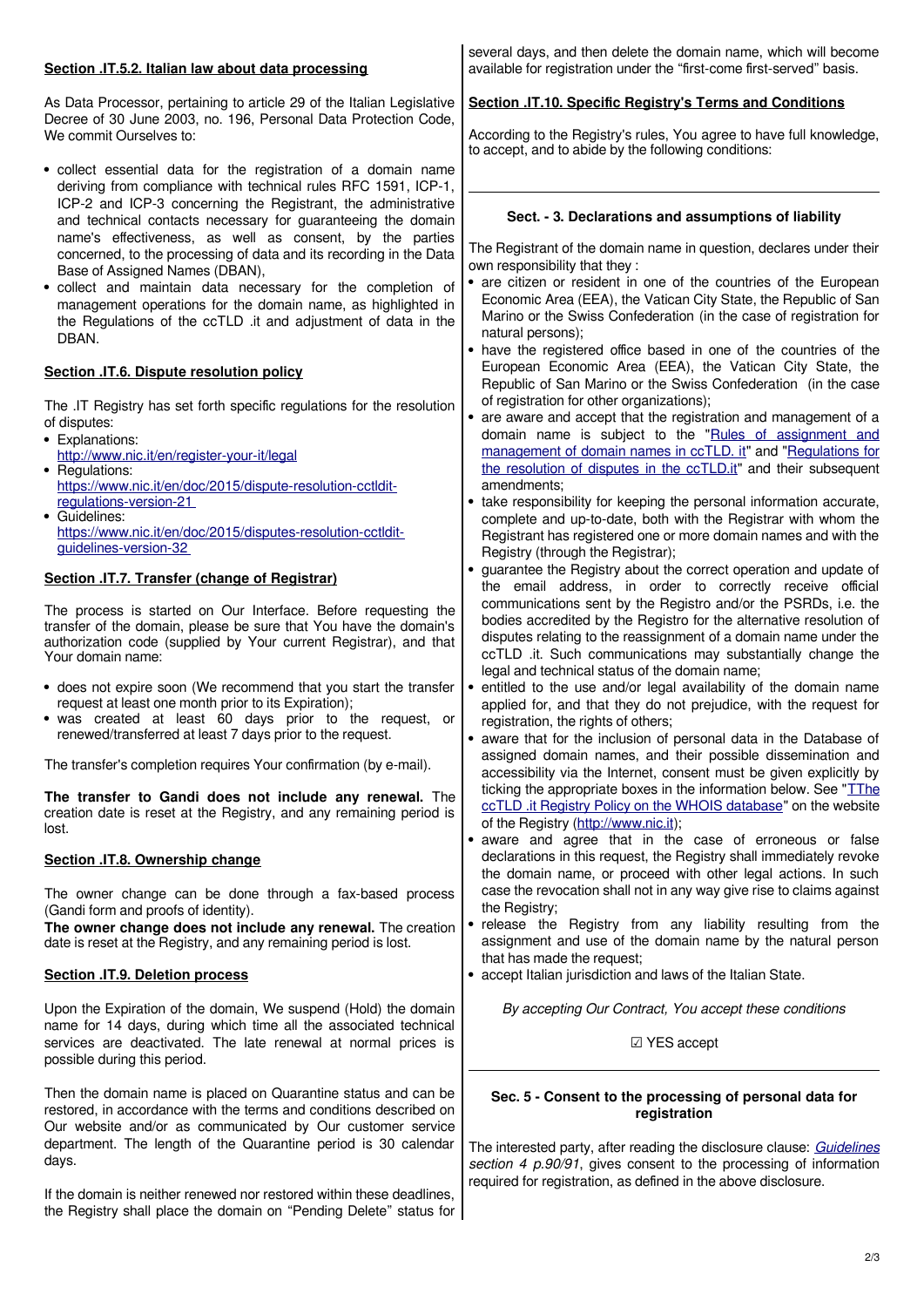## Section .IT.5.2. Italian law about data processing

As Data Processor, pertaining to article 29 of the Italian Legislative Decree of 30 June 2003, no. 196, Personal Data Protection Code, We commit Ourselves to:

- collect essential data for the registration of a domain name deriving from compliance with technical rules RFC 1591, ICP-1, ICP-2 and ICP-3 concerning the Registrant, the administrative and technical contacts necessary for guaranteeing the domain name's effectiveness, as well as consent, by the parties concerned, to the processing of data and its recording in the Data Base of Assigned Names (DBAN),
- collect and maintain data necessary for the completion of management operations for the domain name, as highlighted in the Regulations of the ccTLD .it and adjustment of data in the DBAN.

## Section .IT.6. Dispute resolution policy

The .IT Registry has set forth specific regulations for the resolution of disputes:

- Explanations: [http://www.nic.it/en/register-your-it/legal](http://www.nic.it/en/register-your-it/legal)
- Regulations: [https://www.nic.it/en/doc/2015/dispute-resolution-cctldit-regulations-version-21](https://www.nic.it/en/doc/2015/dispute-resolution-cctldit-regulations-version-21)
- Guidelines: [https://www.nic.it/en/doc/2015/disputes-resolution-cctldit-guidelines-version-32](https://www.nic.it/en/doc/2015/disputes-resolution-cctldit-guidelines-version-32)

## Section .IT.7. Transfer (change of Registrar)

The process is started on Our Interface. Before requesting the transfer of the domain, please be sure that You have the domain's authorization code (supplied by Your current Registrar), and that Your domain name:

- does not expire soon (We recommend that you start the transfer request at least one month prior to its Expiration);
- was created at least 60 days prior to the request, or renewed/transferred at least 7 days prior to the request.

The transfer's completion requires Your confirmation (by e-mail).

**The transfer to Gandi does not include any renewal.** The creation date is reset at the Registry, and any remaining period is lost.

## Section .IT.8. Ownership change

The owner change can be done through a fax-based process (Gandi form and proofs of identity).
**The owner change does not include any renewal.** The creation date is reset at the Registry, and any remaining period is lost.

## Section .IT.9. Deletion process

Upon the Expiration of the domain, We suspend (Hold) the domain name for 14 days, during which time all the associated technical services are deactivated. The late renewal at normal prices is possible during this period.

Then the domain name is placed on Quarantine status and can be restored, in accordance with the terms and conditions described on Our website and/or as communicated by Our customer service department. The length of the Quarantine period is 30 calendar days.

If the domain is neither renewed nor restored within these deadlines, the Registry shall place the domain on "Pending Delete" status for several days, and then delete the domain name, which will become available for registration under the "first-come first-served" basis.

## Section .IT.10. Specific Registry's Terms and Conditions

According to the Registry's rules, You agree to have full knowledge, to accept, and to abide by the following conditions:

---

### Sect. - 3. Declarations and assumptions of liability

The Registrant of the domain name in question, declares under their own responsibility that they :

- are citizen or resident in one of the countries of the European Economic Area (EEA), the Vatican City State, the Republic of San Marino or the Swiss Confederation (in the case of registration for natural persons);
- have the registered office based in one of the countries of the European Economic Area (EEA), the Vatican City State, the Republic of San Marino or the Swiss Confederation (in the case of registration for other organizations);
- are aware and accept that the registration and management of a domain name is subject to the "Rules of assignment and management of domain names in ccTLD. it" and "Regulations for the resolution of disputes in the ccTLD.it" and their subsequent amendments;
- take responsibility for keeping the personal information accurate, complete and up-to-date, both with the Registrar with whom the Registrant has registered one or more domain names and with the Registry (through the Registrar);
- guarantee the Registry about the correct operation and update of the email address, in order to correctly receive official communications sent by the Registro and/or the PSRDs, i.e. the bodies accredited by the Registro for the alternative resolution of disputes relating to the reassignment of a domain name under the ccTLD .it. Such communications may substantially change the legal and technical status of the domain name;
- entitled to the use and/or legal availability of the domain name applied for, and that they do not prejudice, with the request for registration, the rights of others;
- aware that for the inclusion of personal data in the Database of assigned domain names, and their possible dissemination and accessibility via the Internet, consent must be given explicitly by ticking the appropriate boxes in the information below. See "TThe ccTLD .it Registry Policy on the WHOIS database" on the website of the Registry ([http://www.nic.it](http://www.nic.it));
- aware and agree that in the case of erroneous or false declarations in this request, the Registry shall immediately revoke the domain name, or proceed with other legal actions. In such case the revocation shall not in any way give rise to claims against the Registry;
- release the Registry from any liability resulting from the assignment and use of the domain name by the natural person that has made the request;
- accept Italian jurisdiction and laws of the Italian State.

*By accepting Our Contract, You accept these conditions*

☑ YES accept

---

### Sec. 5 - Consent to the processing of personal data for registration

The interested party, after reading the disclosure clause: *Guidelines section 4 p.90/91*, gives consent to the processing of information required for registration, as defined in the above disclosure.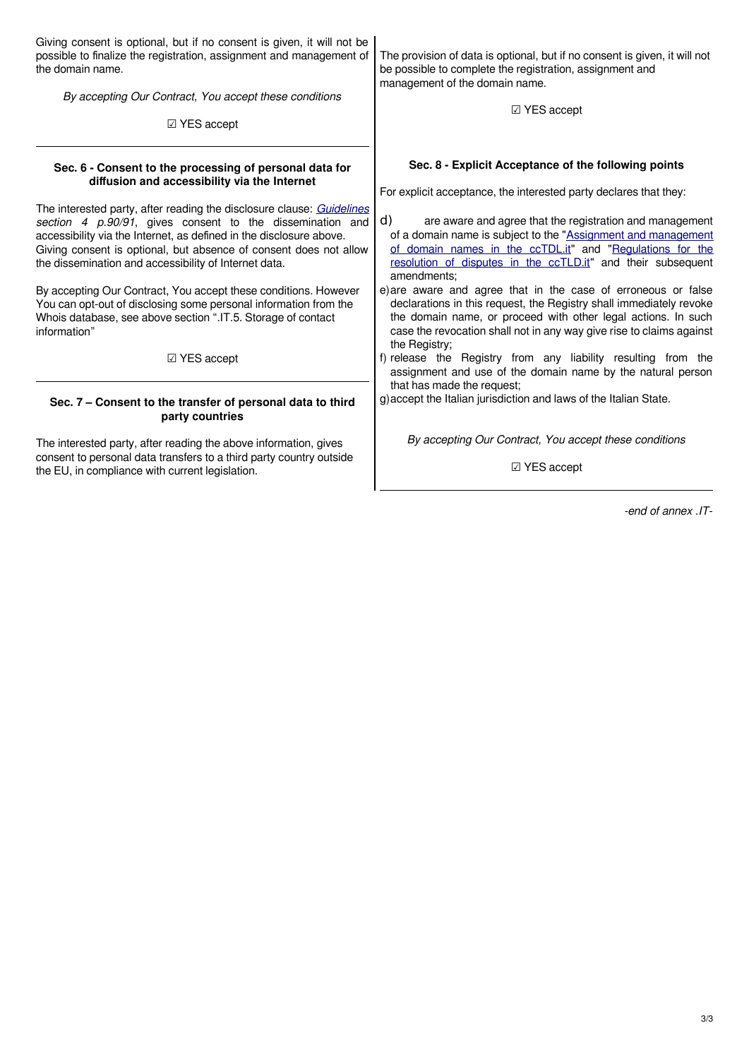Giving consent is optional, but if no consent is given, it will not be possible to finalize the registration, assignment and management of the domain name.

*By accepting Our Contract, You accept these conditions*

☑ YES accept

---

**Sec. 6 - Consent to the processing of personal data for diffusion and accessibility via the Internet**

The interested party, after reading the disclosure clause: *Guidelines section 4 p.90/91*, gives consent to the dissemination and accessibility via the Internet, as defined in the disclosure above. Giving consent is optional, but absence of consent does not allow the dissemination and accessibility of Internet data.

By accepting Our Contract, You accept these conditions. However You can opt-out of disclosing some personal information from the Whois database, see above section ".IT.5. Storage of contact information"

☑ YES accept

---

**Sec. 7 – Consent to the transfer of personal data to third party countries**

The interested party, after reading the above information, gives consent to personal data transfers to a third party country outside the EU, in compliance with current legislation.

The provision of data is optional, but if no consent is given, it will not be possible to complete the registration, assignment and management of the domain name.

☑ YES accept

---

**Sec. 8 - Explicit Acceptance of the following points**

For explicit acceptance, the interested party declares that they:

d) are aware and agree that the registration and management of a domain name is subject to the "Assignment and management of domain names in the ccTDL.it" and "Regulations for the resolution of disputes in the ccTLD.it" and their subsequent amendments;

e) are aware and agree that in the case of erroneous or false declarations in this request, the Registry shall immediately revoke the domain name, or proceed with other legal actions. In such case the revocation shall not in any way give rise to claims against the Registry;

f) release the Registry from any liability resulting from the assignment and use of the domain name by the natural person that has made the request;

g) accept the Italian jurisdiction and laws of the Italian State.

*By accepting Our Contract, You accept these conditions*

☑ YES accept

---

*-end of annex .IT-*